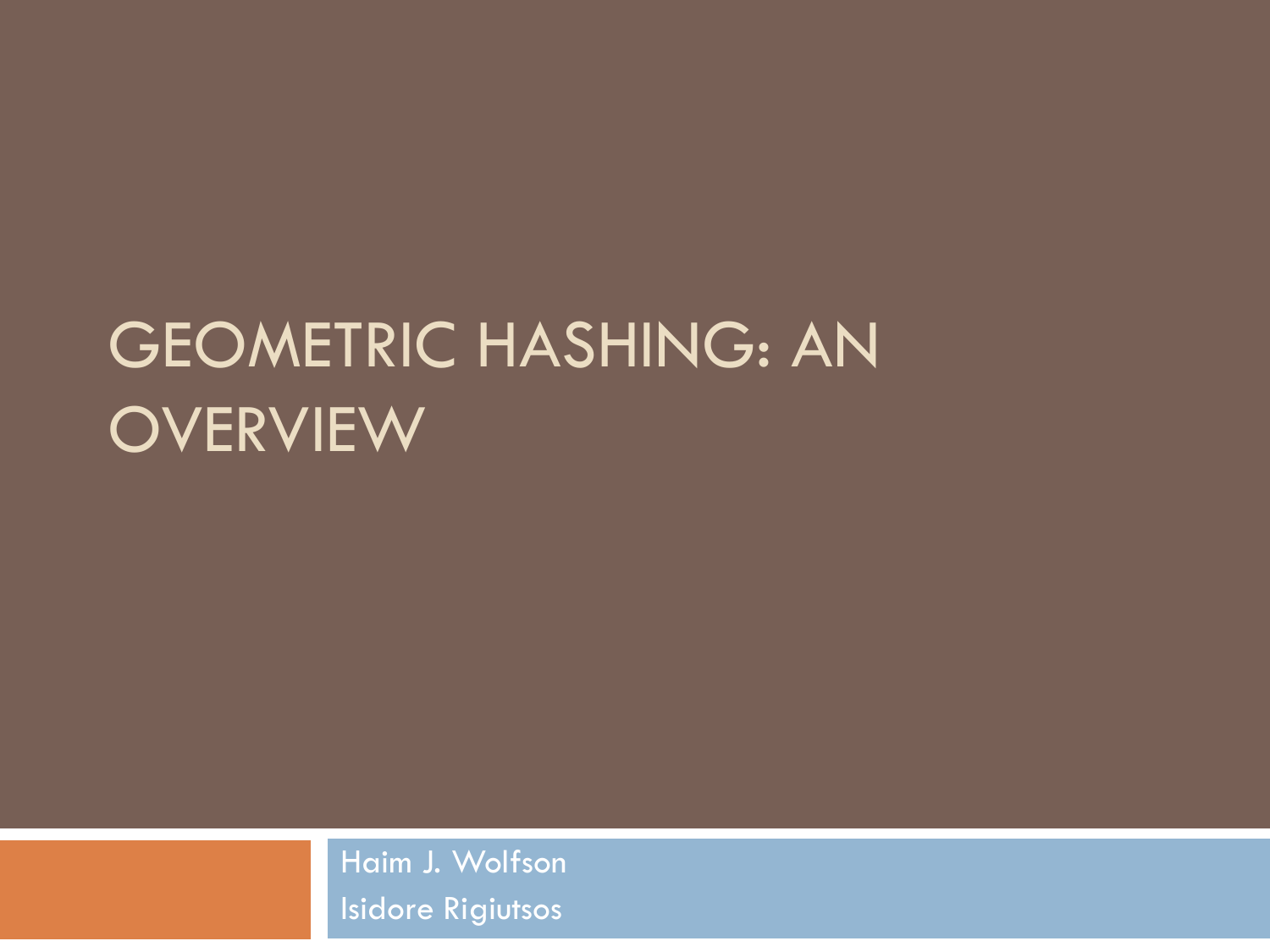# GEOMETRIC HASHING: AN OVERVIEW

Haim J. Wolfson

Isidore Rigiutsos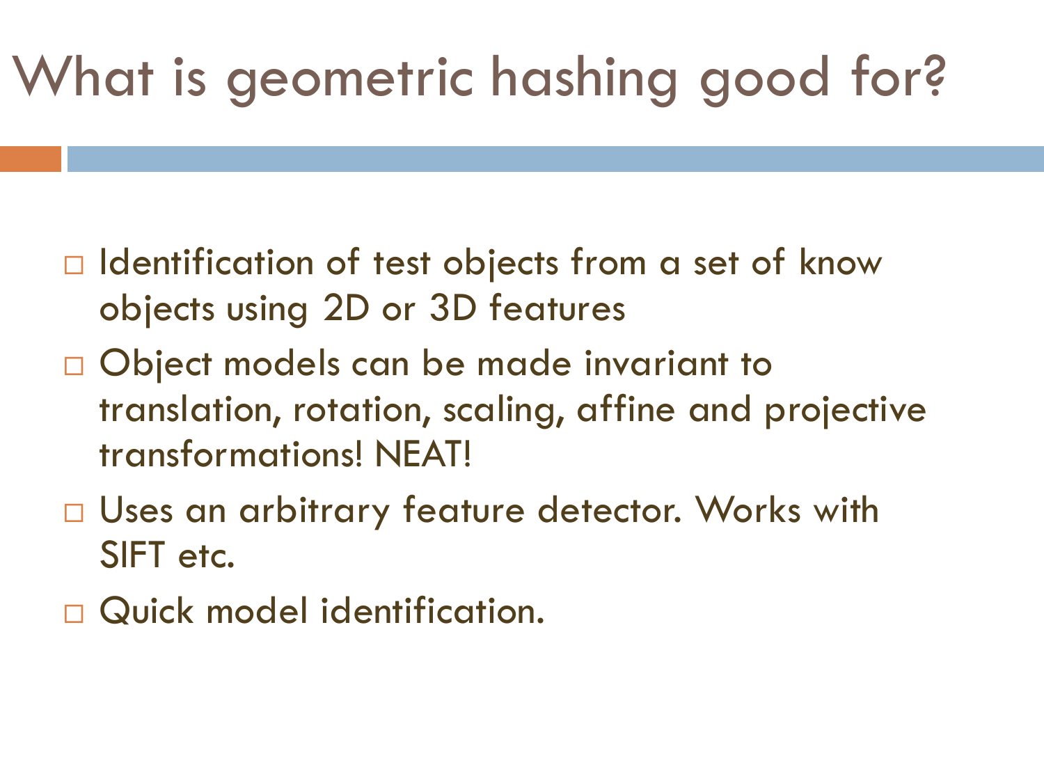# What is geometric hashing good for?

- Identification of test objects from a set of know objects using 2D or 3D features
- Object models can be made invariant to translation, rotation, scaling, affine and projective transformations! NEAT!
- Uses an arbitrary feature detector. Works with SIFT etc.
- Quick model identification.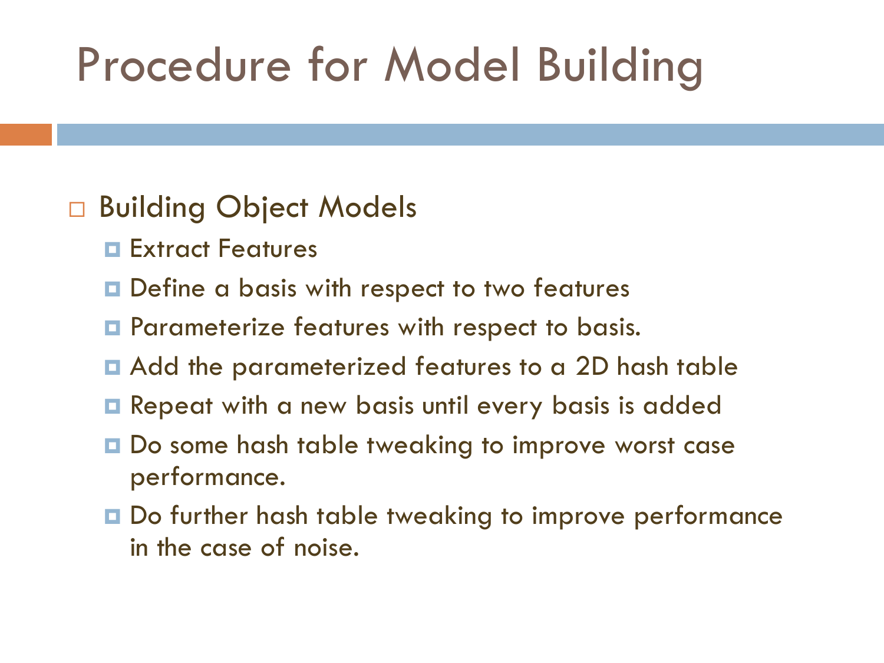# Procedure for Model Building

- Building Object Models
  - Extract Features
  - Define a basis with respect to two features
  - Parameterize features with respect to basis.
  - Add the parameterized features to a 2D hash table
  - Repeat with a new basis until every basis is added
  - Do some hash table tweaking to improve worst case performance.
  - Do further hash table tweaking to improve performance in the case of noise.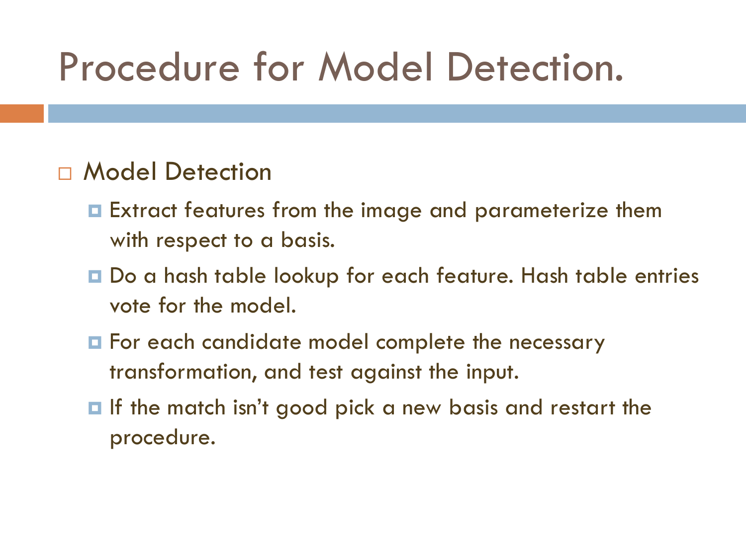# Procedure for Model Detection.

- Model Detection
  - Extract features from the image and parameterize them with respect to a basis.
  - Do a hash table lookup for each feature. Hash table entries vote for the model.
  - For each candidate model complete the necessary transformation, and test against the input.
  - If the match isn't good pick a new basis and restart the procedure.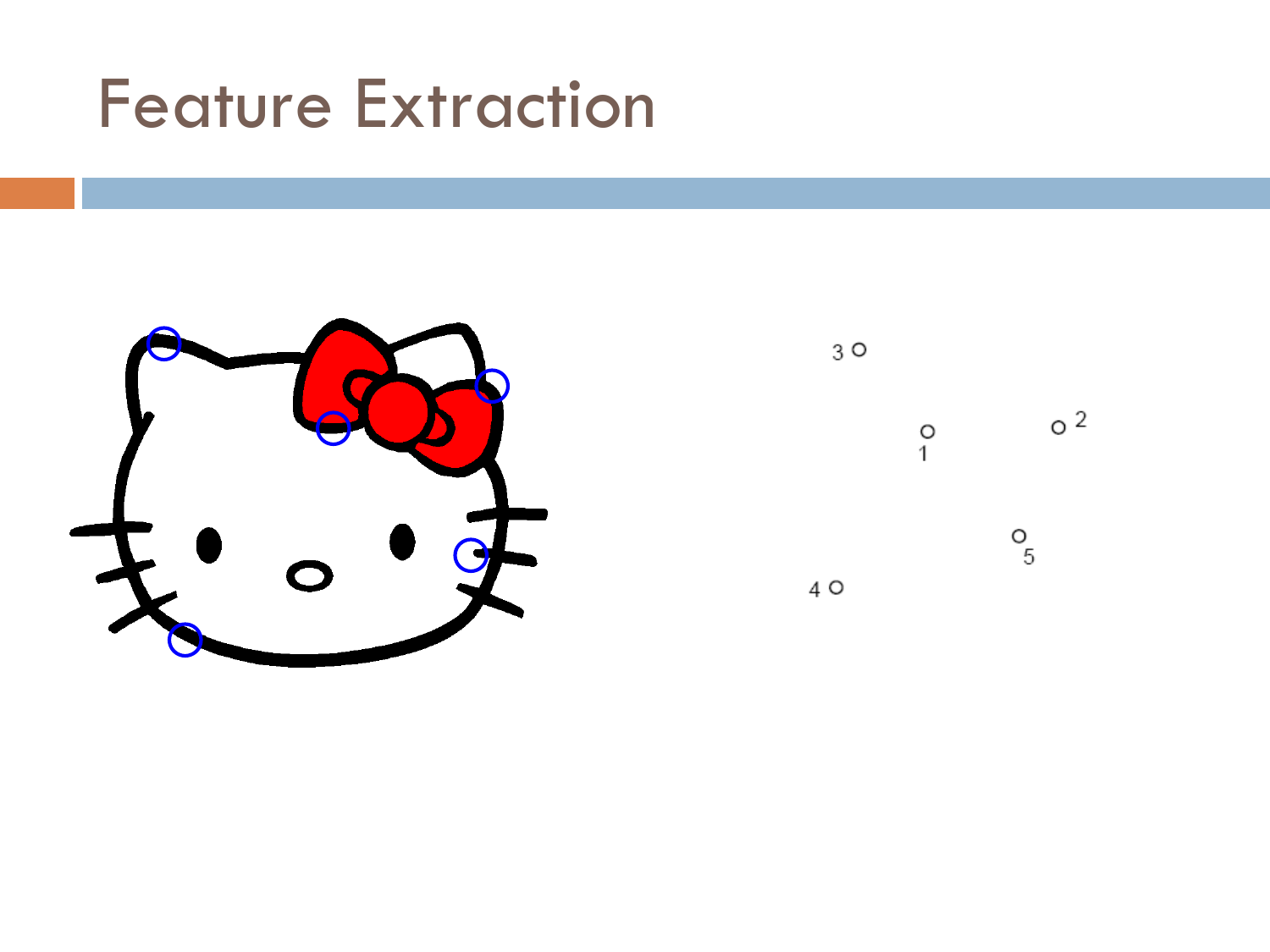# Feature Extraction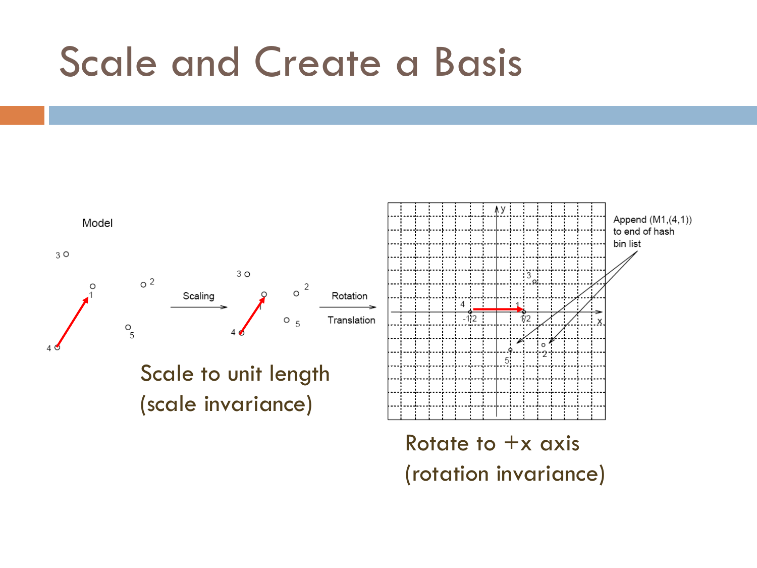# Scale and Create a Basis

Scale to unit length
(scale invariance)

Rotate to +x axis
(rotation invariance)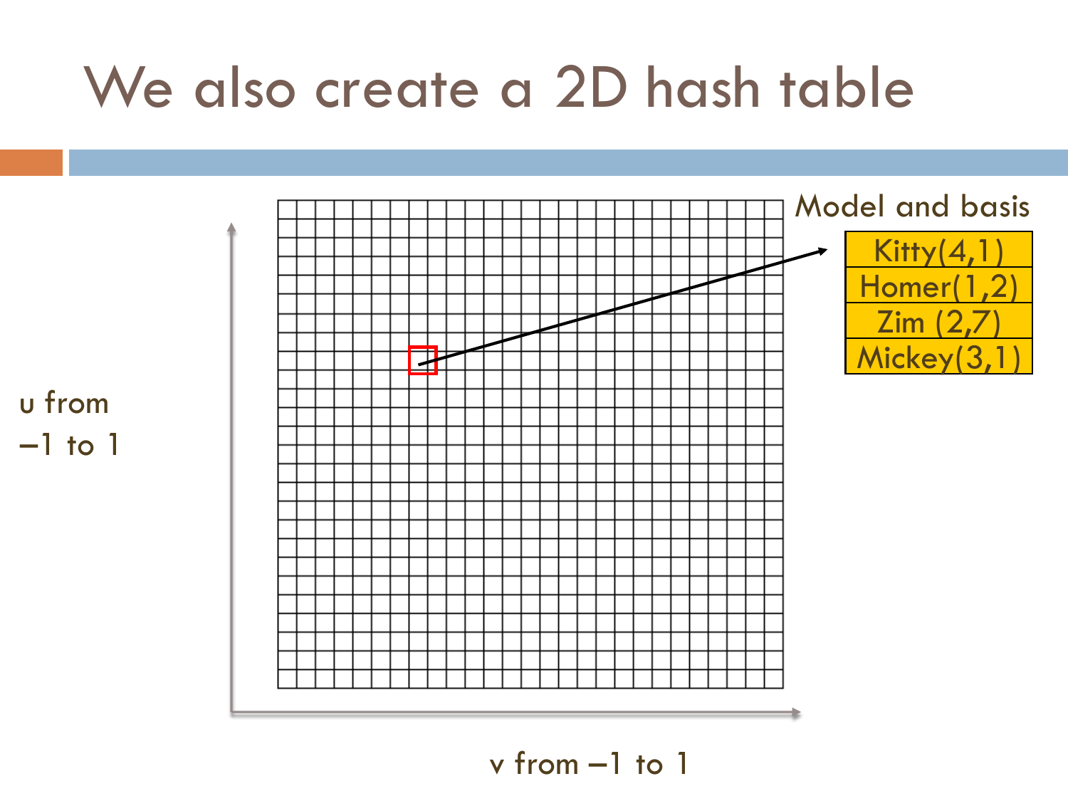# We also create a 2D hash table

u from −1 to 1

v from −1 to 1

Model and basis

| Model and basis |
| --- |
| Kitty(4,1) |
| Homer(1,2) |
| Zim (2,7) |
| Mickey(3,1) |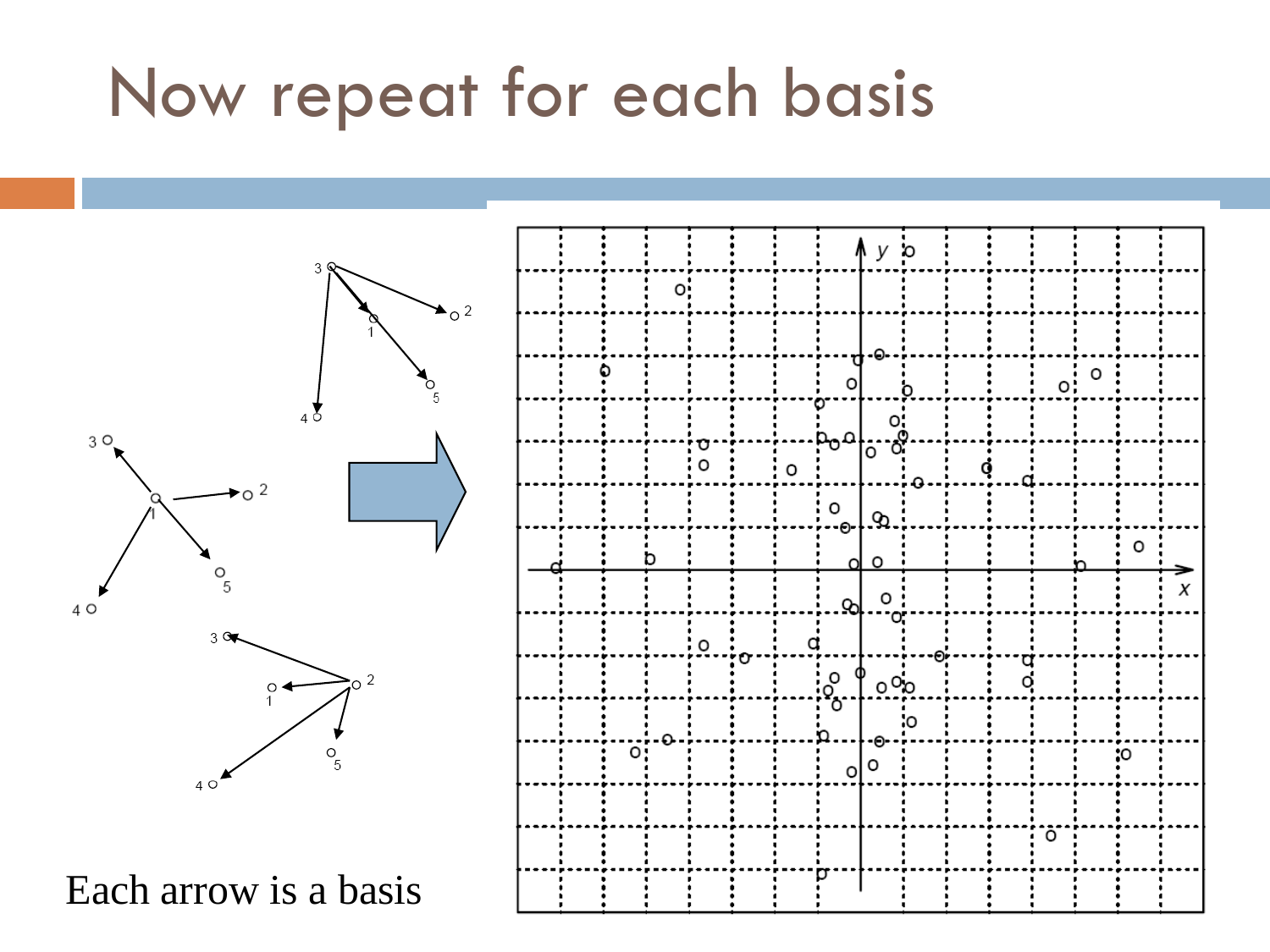# Now repeat for each basis

Each arrow is a basis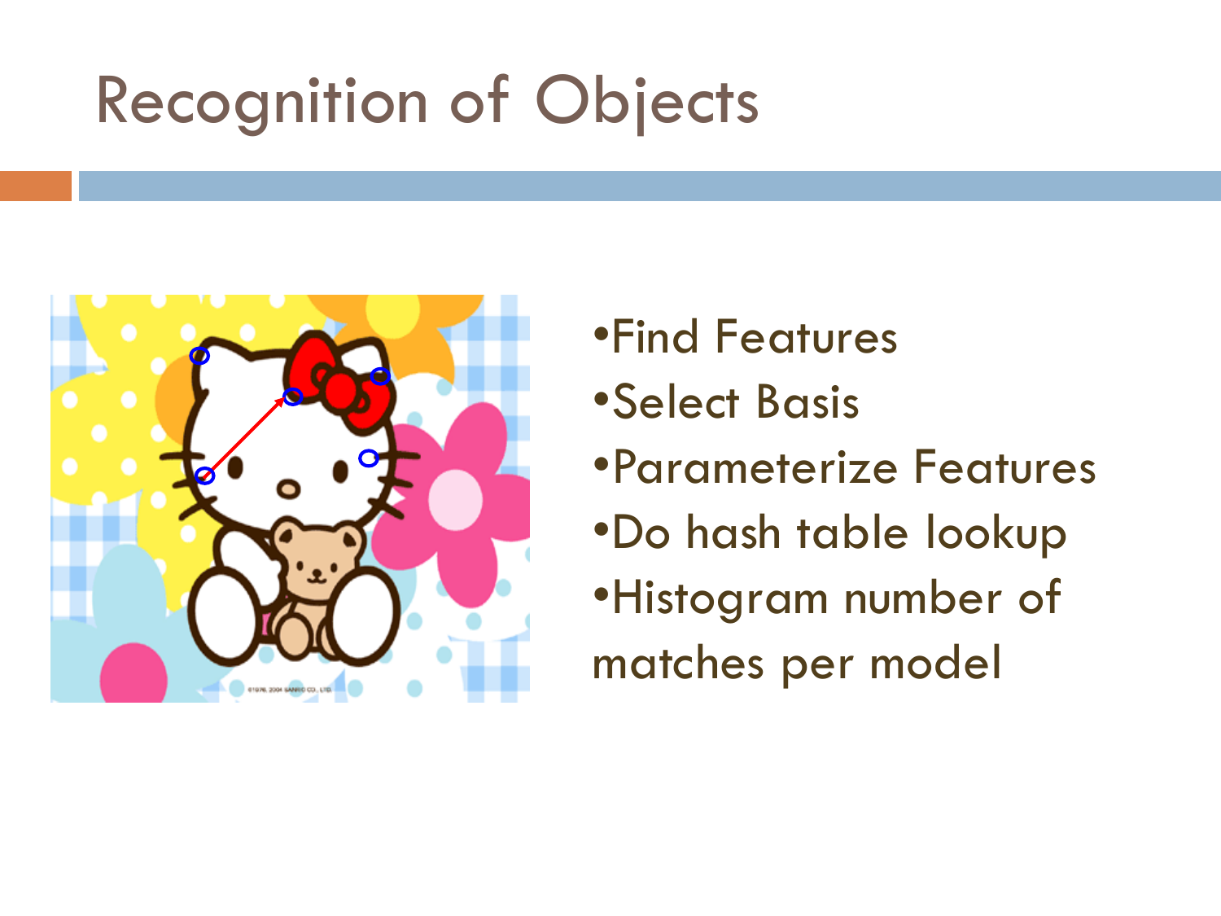# Recognition of Objects

- Find Features
- Select Basis
- Parameterize Features
- Do hash table lookup
- Histogram number of matches per model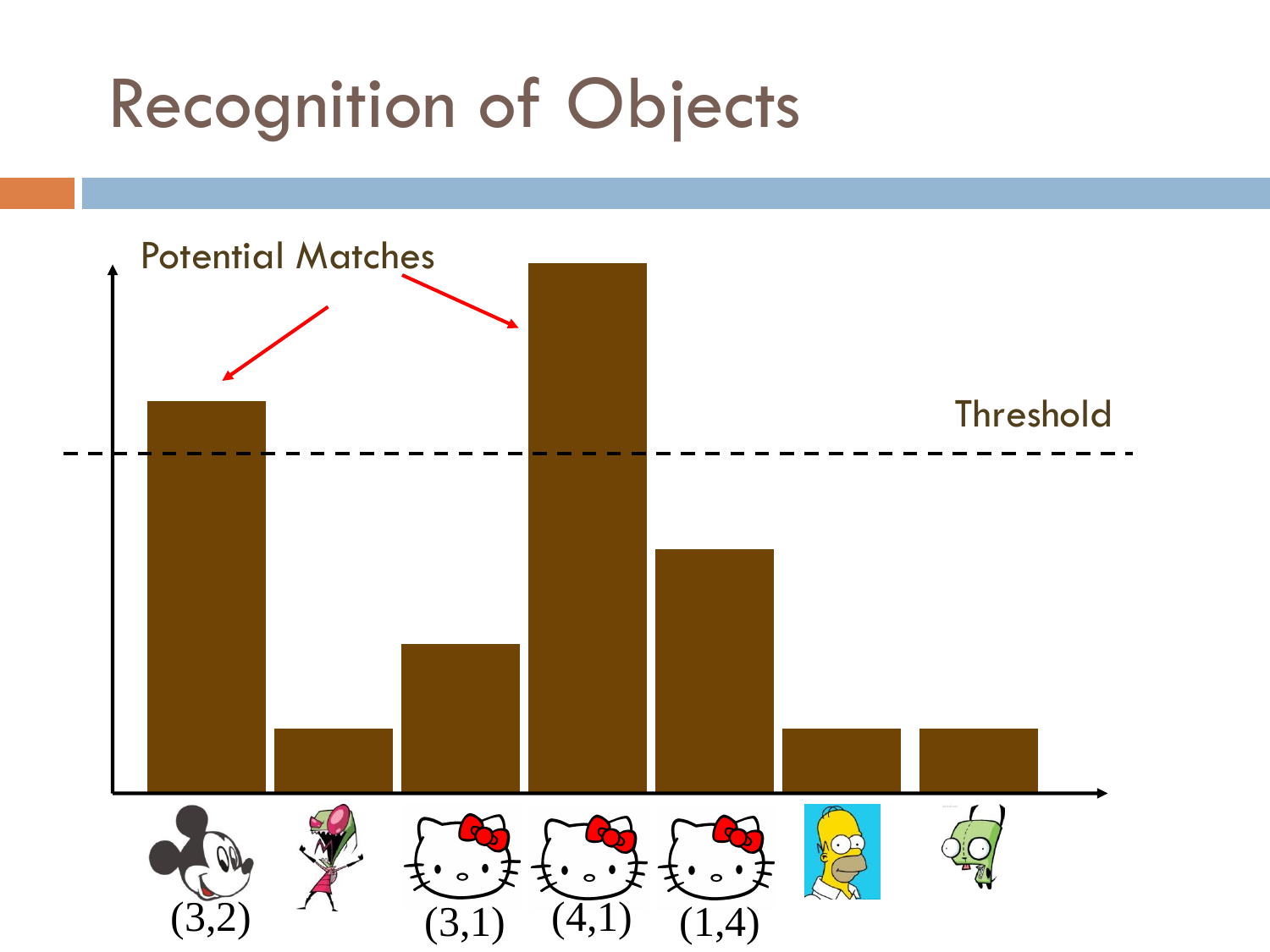# Recognition of Objects

Potential Matches

Threshold

(3,2) (3,1) (4,1) (1,4)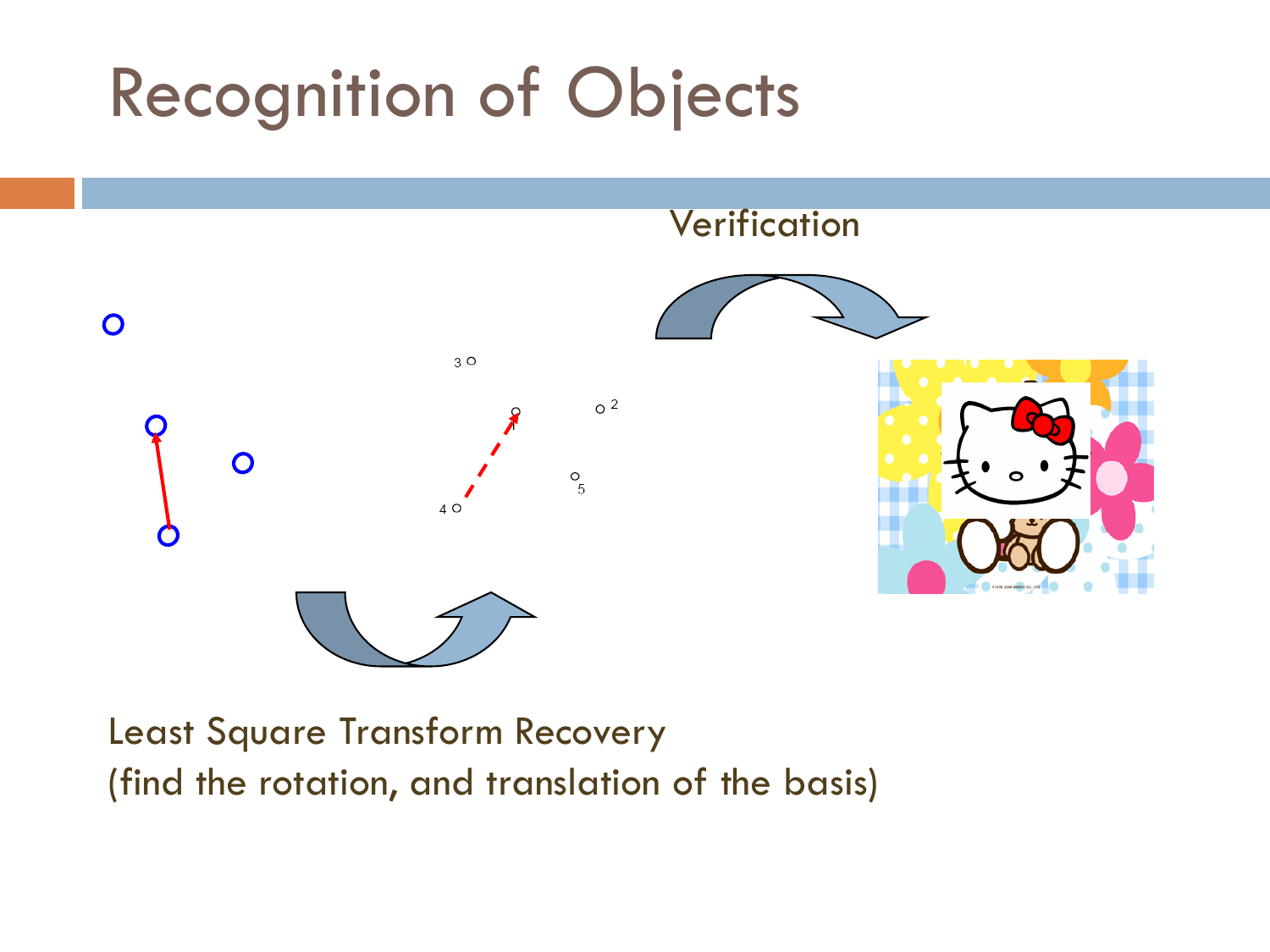# Recognition of Objects

Verification

Least Square Transform Recovery
(find the rotation, and translation of the basis)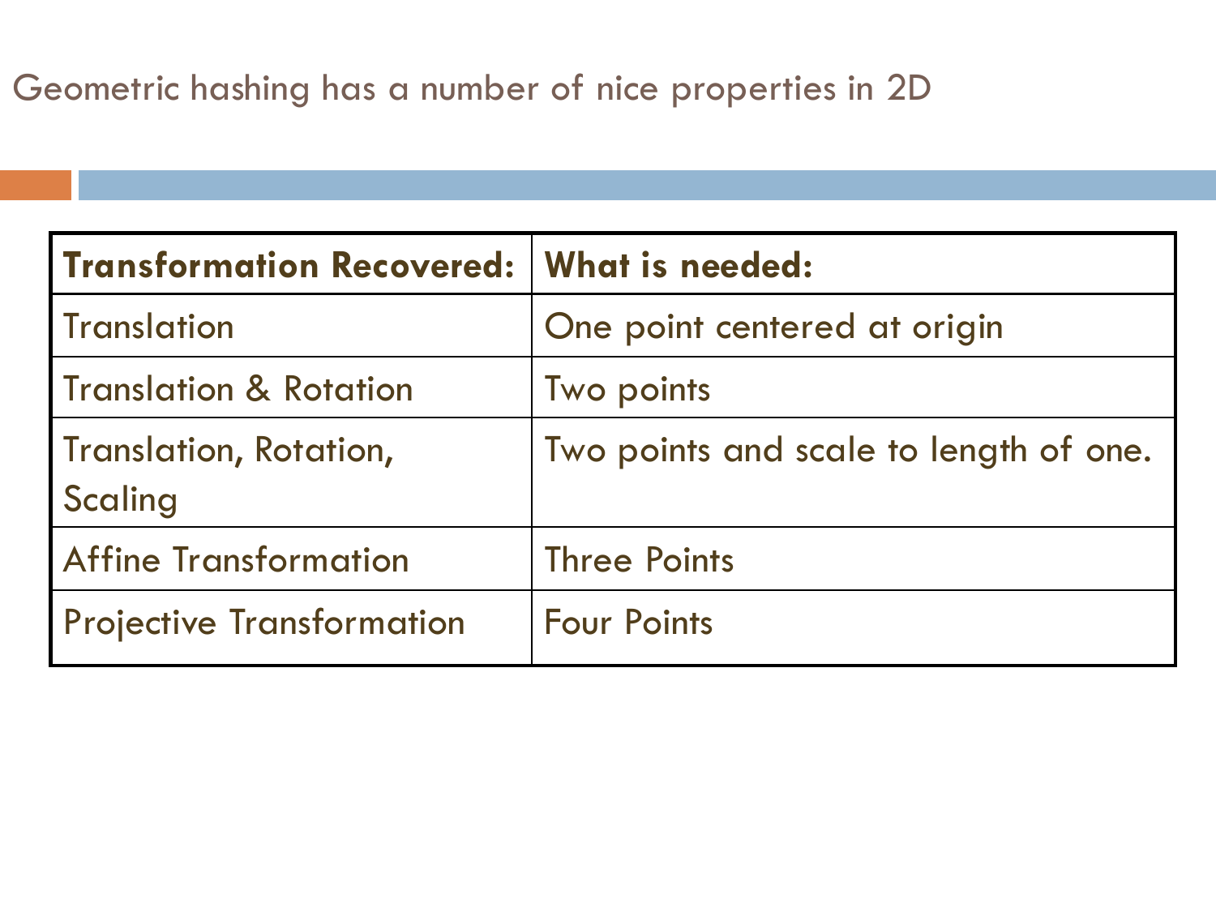# Geometric hashing has a number of nice properties in 2D

| **Transformation Recovered:** | **What is needed:** |
| --- | --- |
| Translation | One point centered at origin |
| Translation & Rotation | Two points |
| Translation, Rotation, Scaling | Two points and scale to length of one. |
| Affine Transformation | Three Points |
| Projective Transformation | Four Points |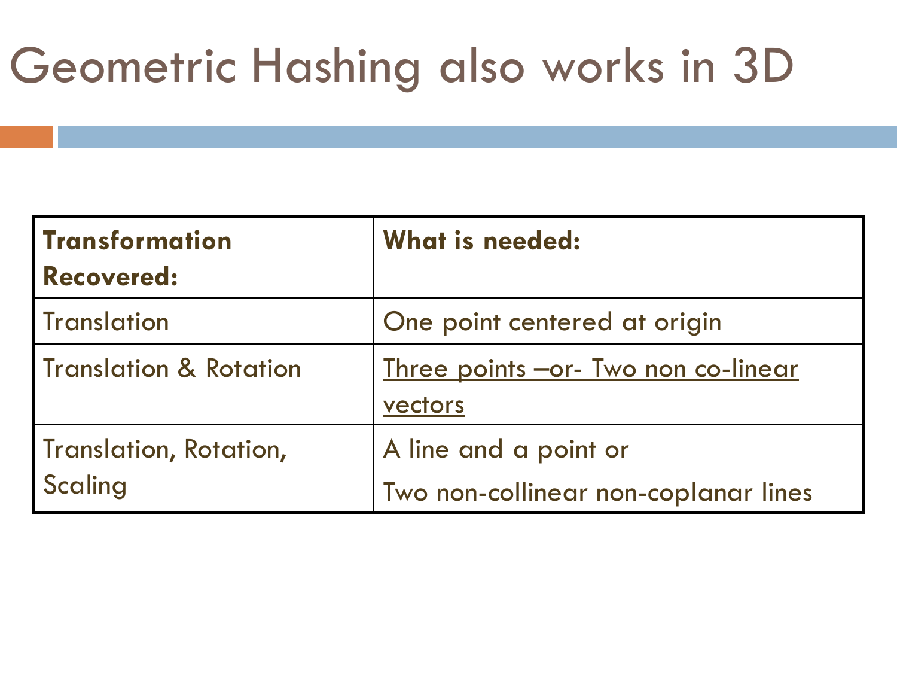# Geometric Hashing also works in 3D

| **Transformation Recovered:** | **What is needed:** |
|---|---|
| Translation | One point centered at origin |
| Translation & Rotation | <u>Three points –or- Two non co-linear vectors</u> |
| Translation, Rotation, Scaling | A line and a point or<br>Two non-collinear non-coplanar lines |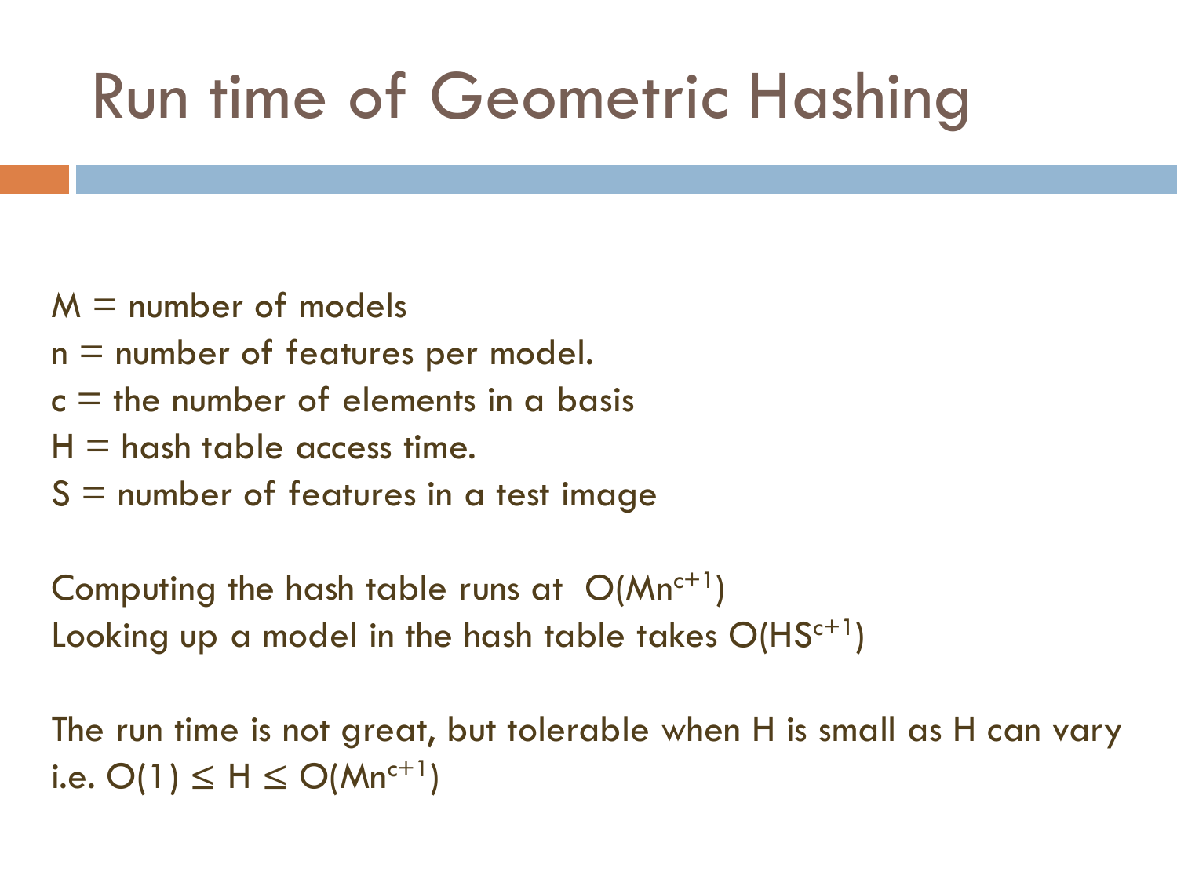# Run time of Geometric Hashing

M = number of models

n = number of features per model.

c = the number of elements in a basis

H = hash table access time.

S = number of features in a test image

Computing the hash table runs at $O(Mn^{c+1})$

Looking up a model in the hash table takes $O(HS^{c+1})$

The run time is not great, but tolerable when H is small as H can vary i.e. $O(1) \leq H \leq O(Mn^{c+1})$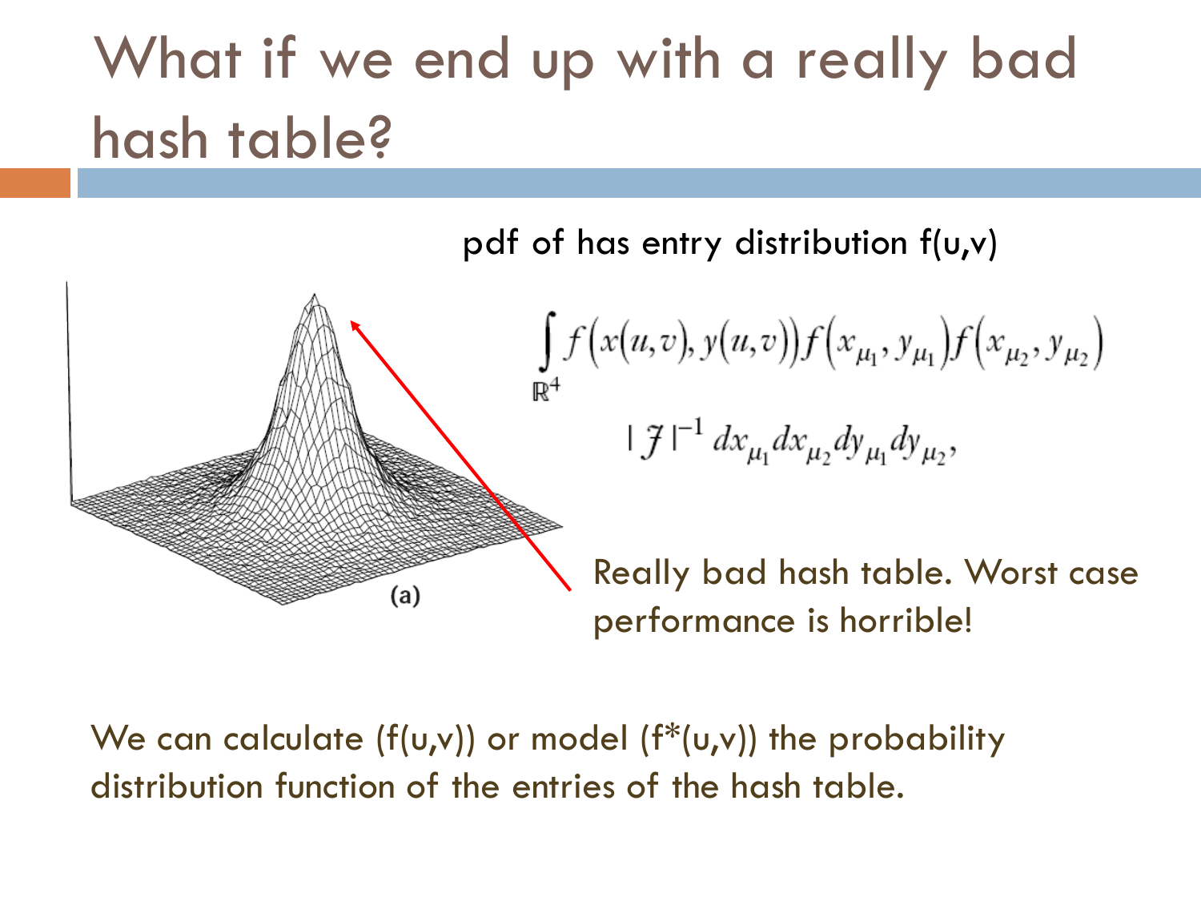# What if we end up with a really bad hash table?

pdf of has entry distribution f(u,v)

$$\int_{\mathbb{R}^4} f\big(x(u,v), y(u,v)\big) f\big(x_{\mu_1}, y_{\mu_1}\big) f\big(x_{\mu_2}, y_{\mu_2}\big)$$

$$|\mathcal{J}|^{-1}\, dx_{\mu_1} dx_{\mu_2} dy_{\mu_1} dy_{\mu_2},$$

(a)

Really bad hash table. Worst case performance is horrible!

We can calculate (f(u,v)) or model (f*(u,v)) the probability distribution function of the entries of the hash table.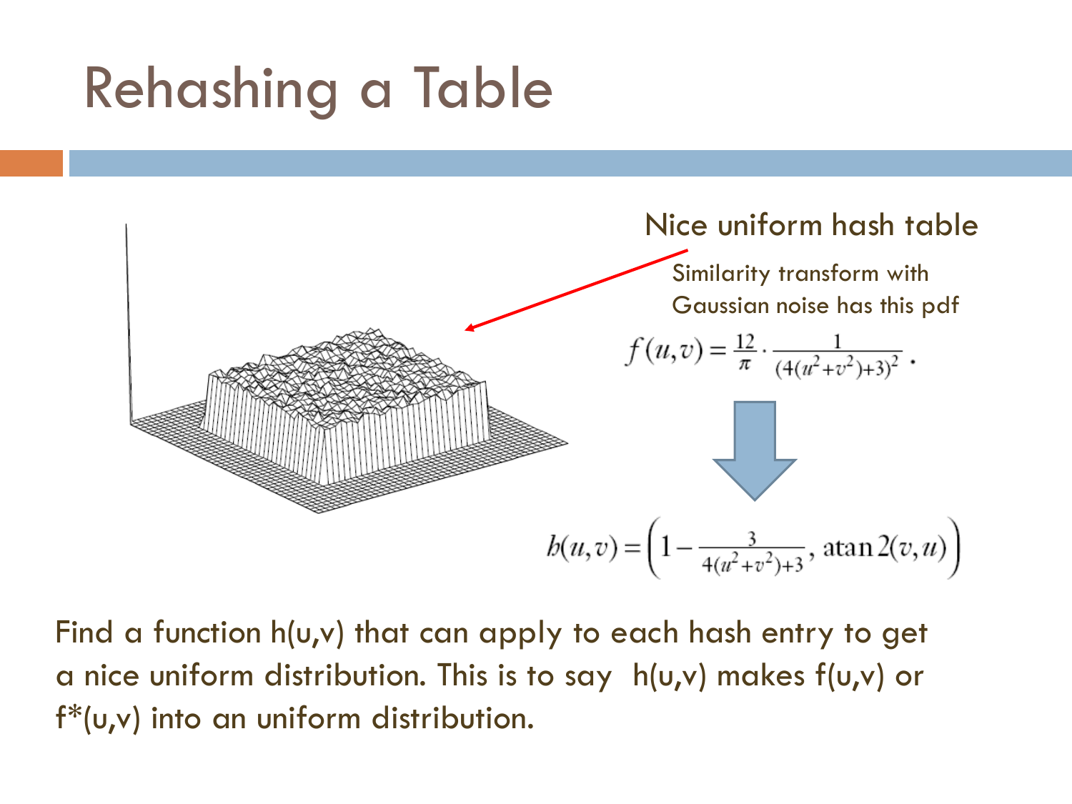# Rehashing a Table

Nice uniform hash table

Similarity transform with Gaussian noise has this pdf

$$f(u,v) = \frac{12}{\pi} \cdot \frac{1}{(4(u^2+v^2)+3)^2} .$$

$$h(u,v) = \left(1 - \frac{3}{4(u^2+v^2)+3},\ \operatorname{atan2}(v,u)\right)$$

Find a function h(u,v) that can apply to each hash entry to get a nice uniform distribution. This is to say h(u,v) makes f(u,v) or f*(u,v) into an uniform distribution.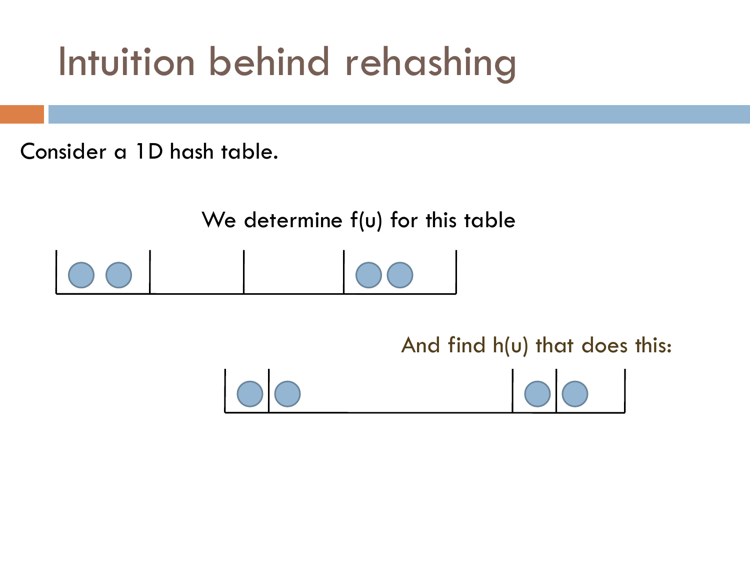# Intuition behind rehashing

Consider a 1D hash table.

We determine $f(u)$ for this table

And find $h(u)$ that does this: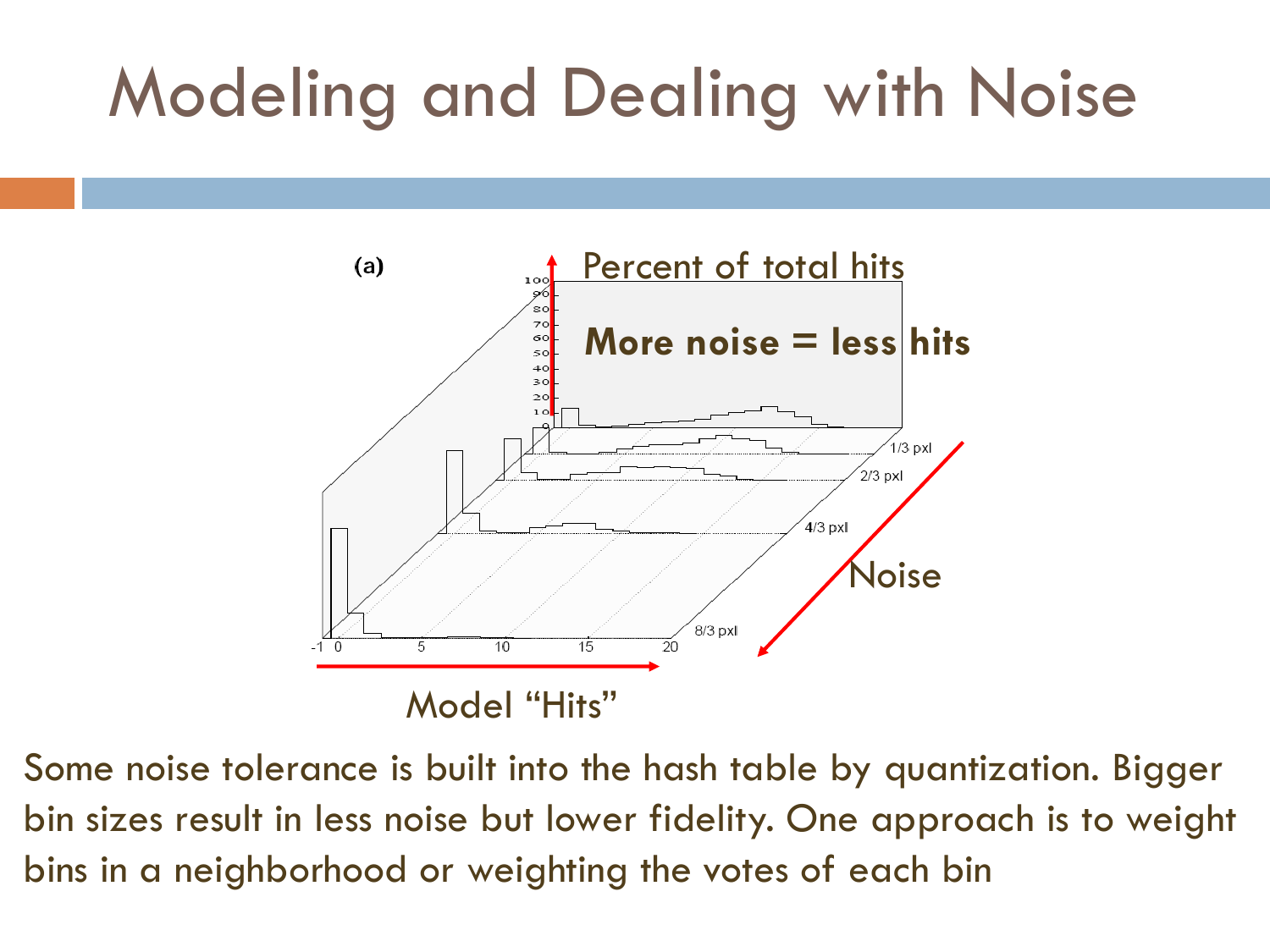# Modeling and Dealing with Noise

(a)

Percent of total hits

More noise = less hits

Noise

Model "Hits"

Some noise tolerance is built into the hash table by quantization. Bigger bin sizes result in less noise but lower fidelity. One approach is to weight bins in a neighborhood or weighting the votes of each bin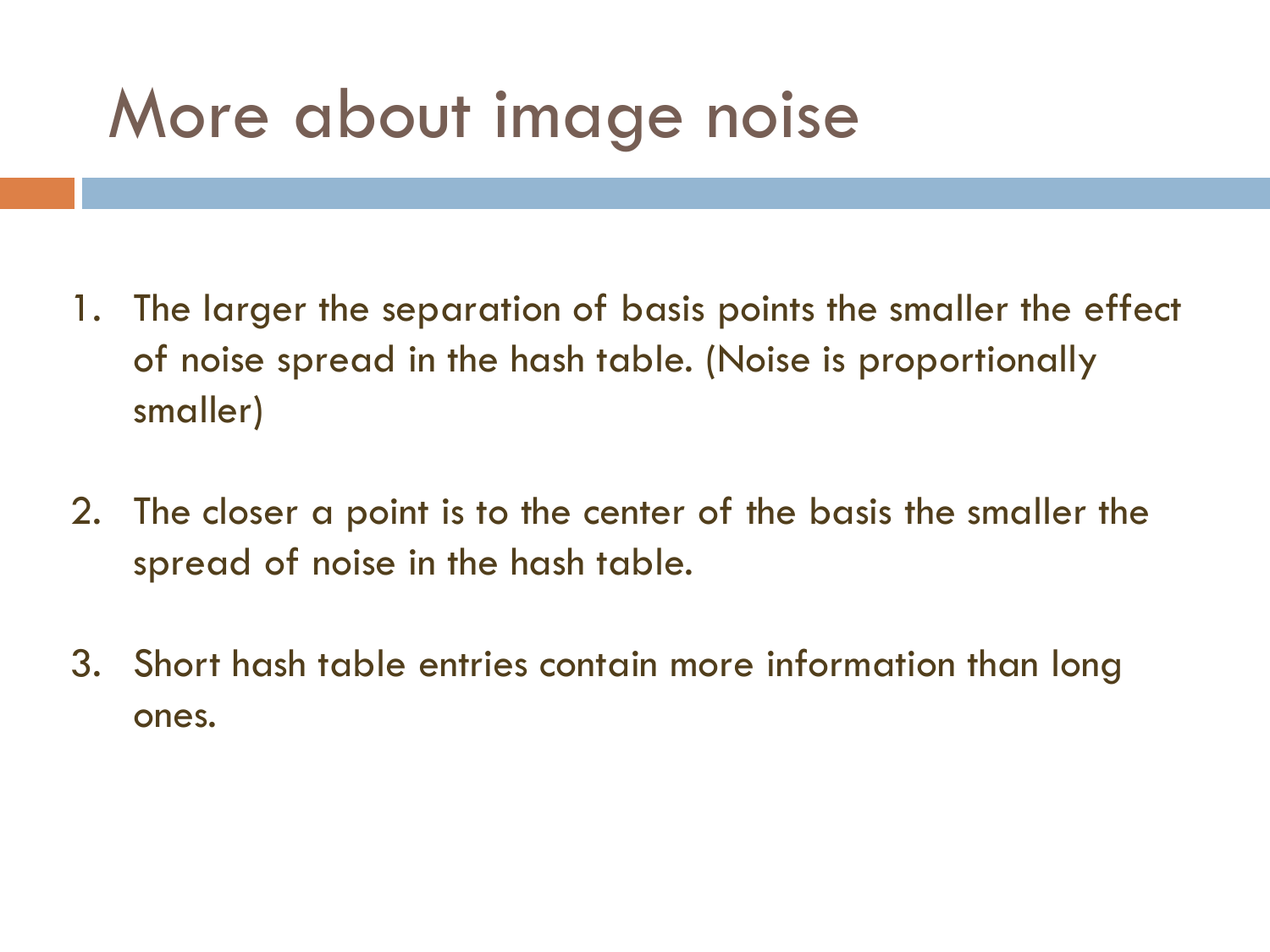# More about image noise

1. The larger the separation of basis points the smaller the effect of noise spread in the hash table. (Noise is proportionally smaller)
2. The closer a point is to the center of the basis the smaller the spread of noise in the hash table.
3. Short hash table entries contain more information than long ones.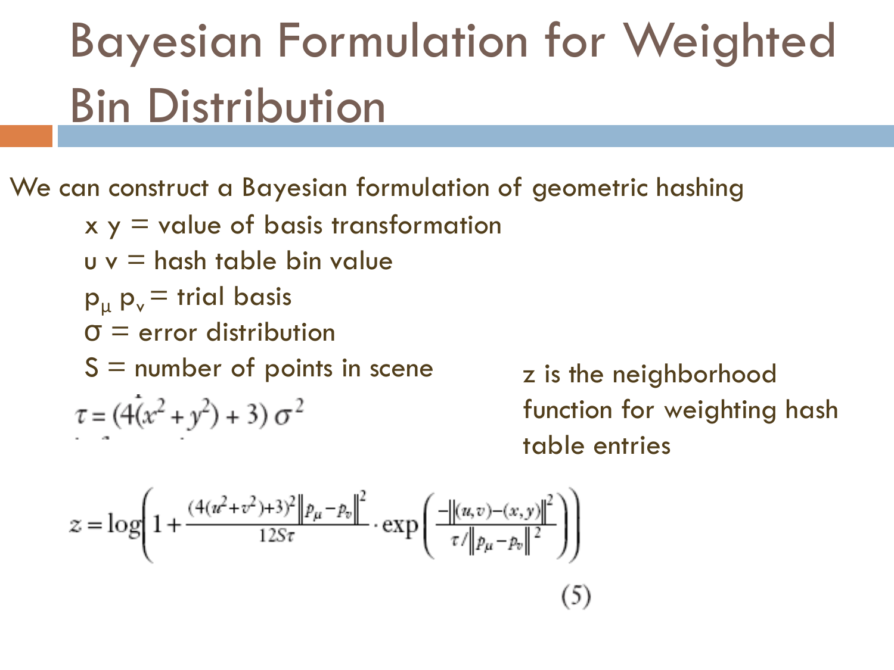# Bayesian Formulation for Weighted Bin Distribution

We can construct a Bayesian formulation of geometric hashing

- $x$ $y$ = value of basis transformation
- $u$ $v$ = hash table bin value
- $p_\mu$ $p_v$ = trial basis
- $\sigma$ = error distribution
- $S$ = number of points in scene

$$\tau = (4(x^2 + y^2) + 3)\,\sigma^2$$

$z$ is the neighborhood function for weighting hash table entries

$$z = \log\left(1 + \frac{(4(u^2+v^2)+3)^2 \left\| p_\mu - p_v \right\|^2}{12 S \tau} \cdot \exp\left(\frac{-\left\|(u,v)-(x,y)\right\|^2}{\tau / \left\| p_\mu - p_v \right\|^2}\right)\right) \tag{5}$$